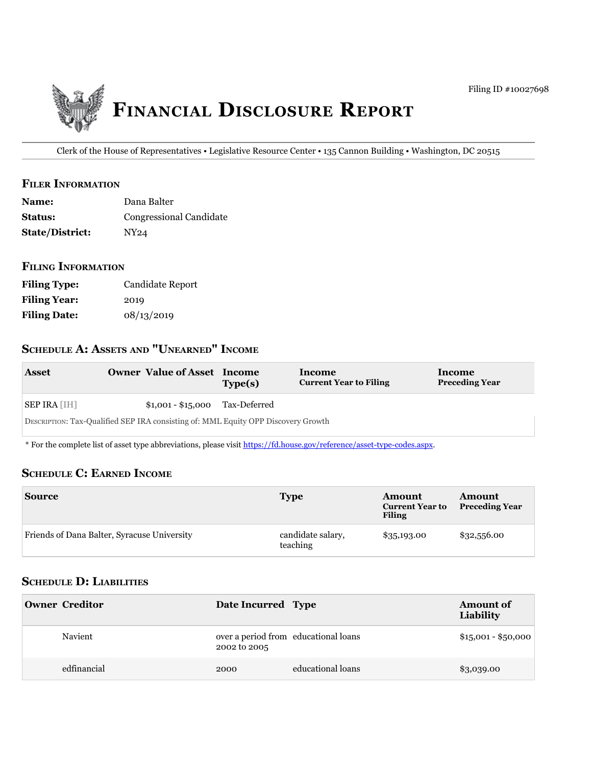Filing ID #10027698

# Financial Disclosure Report

Clerk of the House of Representatives • Legislative Resource Center • 135 Cannon Building • Washington, DC 20515

## Filer Information

**Name:** Dana Balter

**Status:** Congressional Candidate

**State/District:** NY24

## Filing Information

**Filing Type:** Candidate Report

**Filing Year:** 2019

**Filing Date:** 08/13/2019

## Schedule A: Assets and "Unearned" Income

| Asset | Owner | Value of Asset | Income Type(s) | Income Current Year to Filing | Income Preceding Year |
|---|---|---|---|---|---|
| SEP IRA [IH] | | $1,001 - $15,000 | Tax-Deferred | | |
| Description: Tax-Qualified SEP IRA consisting of: MML Equity OPP Discovery Growth | | | | | |

* For the complete list of asset type abbreviations, please visit https://fd.house.gov/reference/asset-type-codes.aspx.

## Schedule C: Earned Income

| Source | Type | Amount Current Year to Filing | Amount Preceding Year |
|---|---|---|---|
| Friends of Dana Balter, Syracuse University | candidate salary, teaching | $35,193.00 | $32,556.00 |

## Schedule D: Liabilities

| Owner | Creditor | Date Incurred | Type | Amount of Liability |
|---|---|---|---|---|
| | Navient | over a period from 2002 to 2005 | educational loans | $15,001 - $50,000 |
| | edfinancial | 2000 | educational loans | $3,039.00 |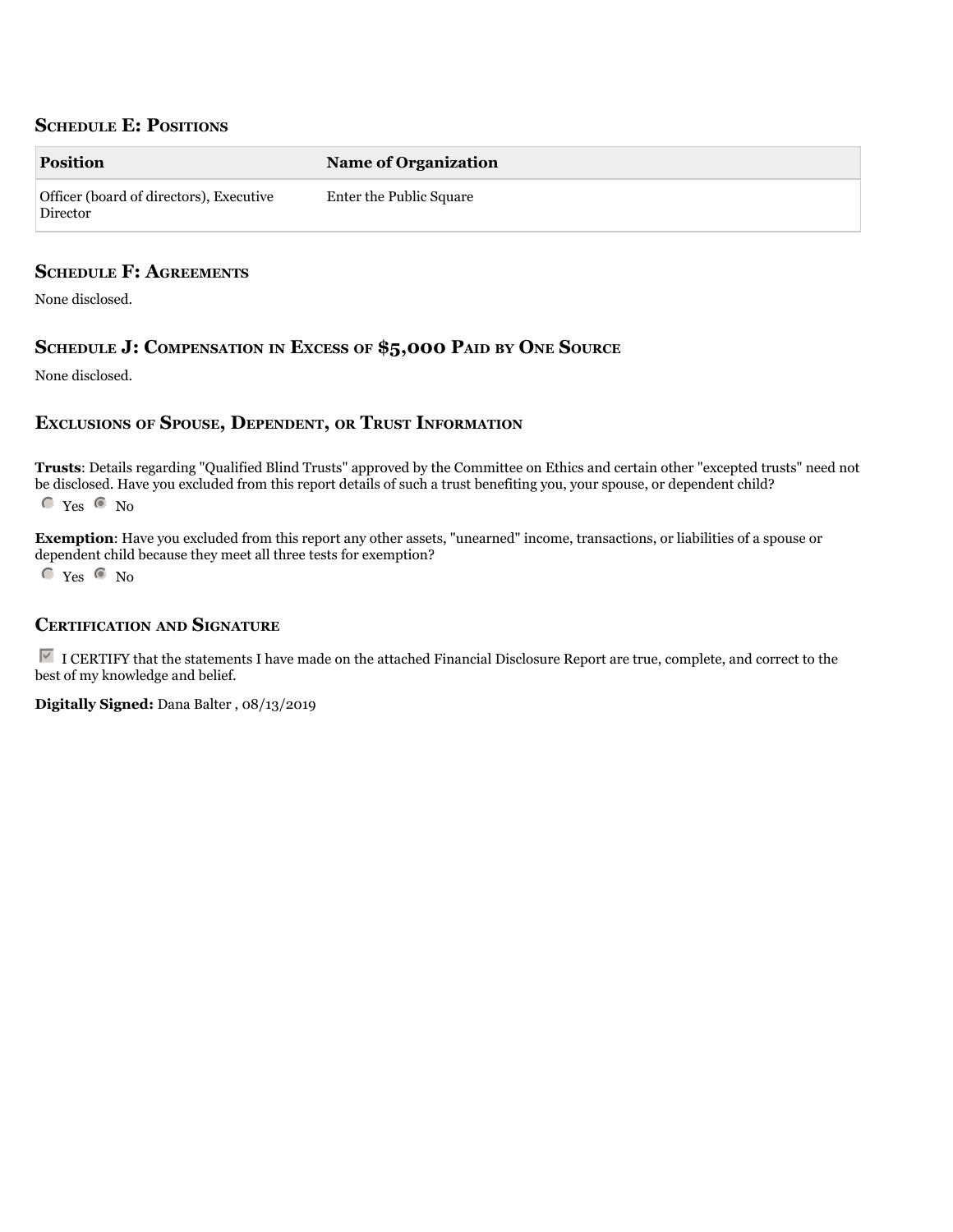## Schedule E: Positions

| Position | Name of Organization |
| --- | --- |
| Officer (board of directors), Executive Director | Enter the Public Square |

## Schedule F: Agreements

None disclosed.

## Schedule J: Compensation in Excess of $5,000 Paid by One Source

None disclosed.

## Exclusions of Spouse, Dependent, or Trust Information

**Trusts**: Details regarding "Qualified Blind Trusts" approved by the Committee on Ethics and certain other "excepted trusts" need not be disclosed. Have you excluded from this report details of such a trust benefiting you, your spouse, or dependent child?

○ Yes ● No

**Exemption**: Have you excluded from this report any other assets, "unearned" income, transactions, or liabilities of a spouse or dependent child because they meet all three tests for exemption?

○ Yes ● No

## Certification and Signature

☑ I CERTIFY that the statements I have made on the attached Financial Disclosure Report are true, complete, and correct to the best of my knowledge and belief.

**Digitally Signed:** Dana Balter , 08/13/2019